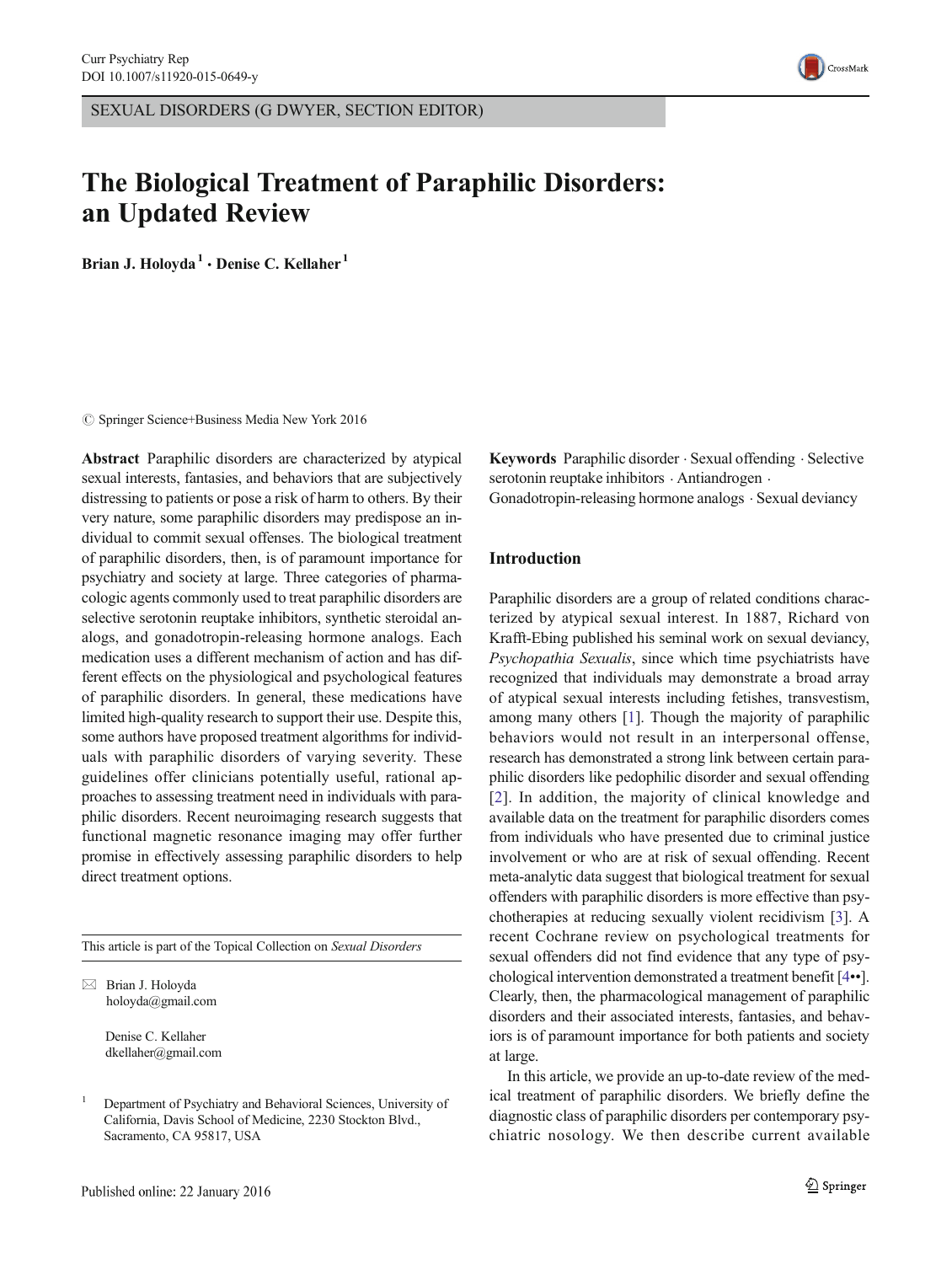SEXUAL DISORDERS (G DWYER, SECTION EDITOR)

# The Biological Treatment of Paraphilic Disorders: an Updated Review

**Brian J. Holoyda**[1] · **Denise C. Kellaher**[1]

© Springer Science+Business Media New York 2016

**Abstract** Paraphilic disorders are characterized by atypical sexual interests, fantasies, and behaviors that are subjectively distressing to patients or pose a risk of harm to others. By their very nature, some paraphilic disorders may predispose an individual to commit sexual offenses. The biological treatment of paraphilic disorders, then, is of paramount importance for psychiatry and society at large. Three categories of pharmacologic agents commonly used to treat paraphilic disorders are selective serotonin reuptake inhibitors, synthetic steroidal analogs, and gonadotropin-releasing hormone analogs. Each medication uses a different mechanism of action and has different effects on the physiological and psychological features of paraphilic disorders. In general, these medications have limited high-quality research to support their use. Despite this, some authors have proposed treatment algorithms for individuals with paraphilic disorders of varying severity. These guidelines offer clinicians potentially useful, rational approaches to assessing treatment need in individuals with paraphilic disorders. Recent neuroimaging research suggests that functional magnetic resonance imaging may offer further promise in effectively assessing paraphilic disorders to help direct treatment options.

**Keywords** Paraphilic disorder · Sexual offending · Selective serotonin reuptake inhibitors · Antiandrogen · Gonadotropin-releasing hormone analogs · Sexual deviancy

This article is part of the Topical Collection on *Sexual Disorders*

✉ Brian J. Holoyda
holoyda@gmail.com

Denise C. Kellaher
dkellaher@gmail.com

[1] Department of Psychiatry and Behavioral Sciences, University of California, Davis School of Medicine, 2230 Stockton Blvd., Sacramento, CA 95817, USA

## Introduction

Paraphilic disorders are a group of related conditions characterized by atypical sexual interest. In 1887, Richard von Krafft-Ebing published his seminal work on sexual deviancy, *Psychopathia Sexualis*, since which time psychiatrists have recognized that individuals may demonstrate a broad array of atypical sexual interests including fetishes, transvestism, among many others [1]. Though the majority of paraphilic behaviors would not result in an interpersonal offense, research has demonstrated a strong link between certain paraphilic disorders like pedophilic disorder and sexual offending [2]. In addition, the majority of clinical knowledge and available data on the treatment for paraphilic disorders comes from individuals who have presented due to criminal justice involvement or who are at risk of sexual offending. Recent meta-analytic data suggest that biological treatment for sexual offenders with paraphilic disorders is more effective than psychotherapies at reducing sexually violent recidivism [3]. A recent Cochrane review on psychological treatments for sexual offenders did not find evidence that any type of psychological intervention demonstrated a treatment benefit [4••]. Clearly, then, the pharmacological management of paraphilic disorders and their associated interests, fantasies, and behaviors is of paramount importance for both patients and society at large.

In this article, we provide an up-to-date review of the medical treatment of paraphilic disorders. We briefly define the diagnostic class of paraphilic disorders per contemporary psychiatric nosology. We then describe current available

Published online: 22 January 2016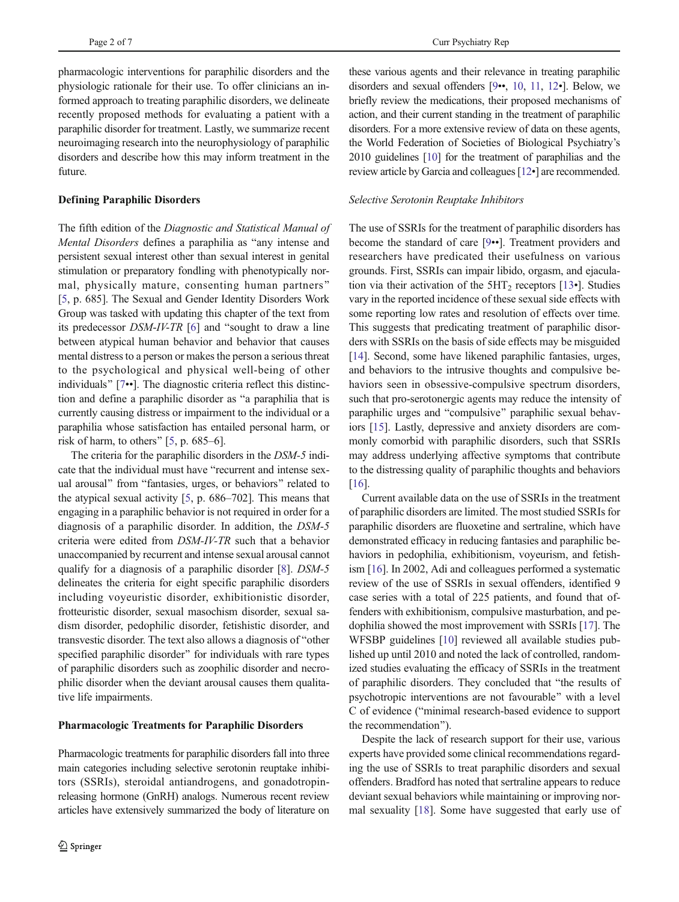pharmacologic interventions for paraphilic disorders and the physiologic rationale for their use. To offer clinicians an informed approach to treating paraphilic disorders, we delineate recently proposed methods for evaluating a patient with a paraphilic disorder for treatment. Lastly, we summarize recent neuroimaging research into the neurophysiology of paraphilic disorders and describe how this may inform treatment in the future.

## Defining Paraphilic Disorders

The fifth edition of the *Diagnostic and Statistical Manual of Mental Disorders* defines a paraphilia as "any intense and persistent sexual interest other than sexual interest in genital stimulation or preparatory fondling with phenotypically normal, physically mature, consenting human partners" [5, p. 685]. The Sexual and Gender Identity Disorders Work Group was tasked with updating this chapter of the text from its predecessor *DSM-IV-TR* [6] and "sought to draw a line between atypical human behavior and behavior that causes mental distress to a person or makes the person a serious threat to the psychological and physical well-being of other individuals" [7••]. The diagnostic criteria reflect this distinction and define a paraphilic disorder as "a paraphilia that is currently causing distress or impairment to the individual or a paraphilia whose satisfaction has entailed personal harm, or risk of harm, to others" [5, p. 685–6].

The criteria for the paraphilic disorders in the *DSM-5* indicate that the individual must have "recurrent and intense sexual arousal" from "fantasies, urges, or behaviors" related to the atypical sexual activity [5, p. 686–702]. This means that engaging in a paraphilic behavior is not required in order for a diagnosis of a paraphilic disorder. In addition, the *DSM-5* criteria were edited from *DSM-IV-TR* such that a behavior unaccompanied by recurrent and intense sexual arousal cannot qualify for a diagnosis of a paraphilic disorder [8]. *DSM-5* delineates the criteria for eight specific paraphilic disorders including voyeuristic disorder, exhibitionistic disorder, frotteuristic disorder, sexual masochism disorder, sexual sadism disorder, pedophilic disorder, fetishistic disorder, and transvestic disorder. The text also allows a diagnosis of "other specified paraphilic disorder" for individuals with rare types of paraphilic disorders such as zoophilic disorder and necrophilic disorder when the deviant arousal causes them qualitative life impairments.

## Pharmacologic Treatments for Paraphilic Disorders

Pharmacologic treatments for paraphilic disorders fall into three main categories including selective serotonin reuptake inhibitors (SSRIs), steroidal antiandrogens, and gonadotropin-releasing hormone (GnRH) analogs. Numerous recent review articles have extensively summarized the body of literature on these various agents and their relevance in treating paraphilic disorders and sexual offenders [9••, 10, 11, 12•]. Below, we briefly review the medications, their proposed mechanisms of action, and their current standing in the treatment of paraphilic disorders. For a more extensive review of data on these agents, the World Federation of Societies of Biological Psychiatry's 2010 guidelines [10] for the treatment of paraphilias and the review article by Garcia and colleagues [12•] are recommended.

### *Selective Serotonin Reuptake Inhibitors*

The use of SSRIs for the treatment of paraphilic disorders has become the standard of care [9••]. Treatment providers and researchers have predicated their usefulness on various grounds. First, SSRIs can impair libido, orgasm, and ejaculation via their activation of the $5HT_2$ receptors [13•]. Studies vary in the reported incidence of these sexual side effects with some reporting low rates and resolution of effects over time. This suggests that predicating treatment of paraphilic disorders with SSRIs on the basis of side effects may be misguided [14]. Second, some have likened paraphilic fantasies, urges, and behaviors to the intrusive thoughts and compulsive behaviors seen in obsessive-compulsive spectrum disorders, such that pro-serotonergic agents may reduce the intensity of paraphilic urges and "compulsive" paraphilic sexual behaviors [15]. Lastly, depressive and anxiety disorders are commonly comorbid with paraphilic disorders, such that SSRIs may address underlying affective symptoms that contribute to the distressing quality of paraphilic thoughts and behaviors [16].

Current available data on the use of SSRIs in the treatment of paraphilic disorders are limited. The most studied SSRIs for paraphilic disorders are fluoxetine and sertraline, which have demonstrated efficacy in reducing fantasies and paraphilic behaviors in pedophilia, exhibitionism, voyeurism, and fetishism [16]. In 2002, Adi and colleagues performed a systematic review of the use of SSRIs in sexual offenders, identified 9 case series with a total of 225 patients, and found that offenders with exhibitionism, compulsive masturbation, and pedophilia showed the most improvement with SSRIs [17]. The WFSBP guidelines [10] reviewed all available studies published up until 2010 and noted the lack of controlled, randomized studies evaluating the efficacy of SSRIs in the treatment of paraphilic disorders. They concluded that "the results of psychotropic interventions are not favourable" with a level C of evidence ("minimal research-based evidence to support the recommendation").

Despite the lack of research support for their use, various experts have provided some clinical recommendations regarding the use of SSRIs to treat paraphilic disorders and sexual offenders. Bradford has noted that sertraline appears to reduce deviant sexual behaviors while maintaining or improving normal sexuality [18]. Some have suggested that early use of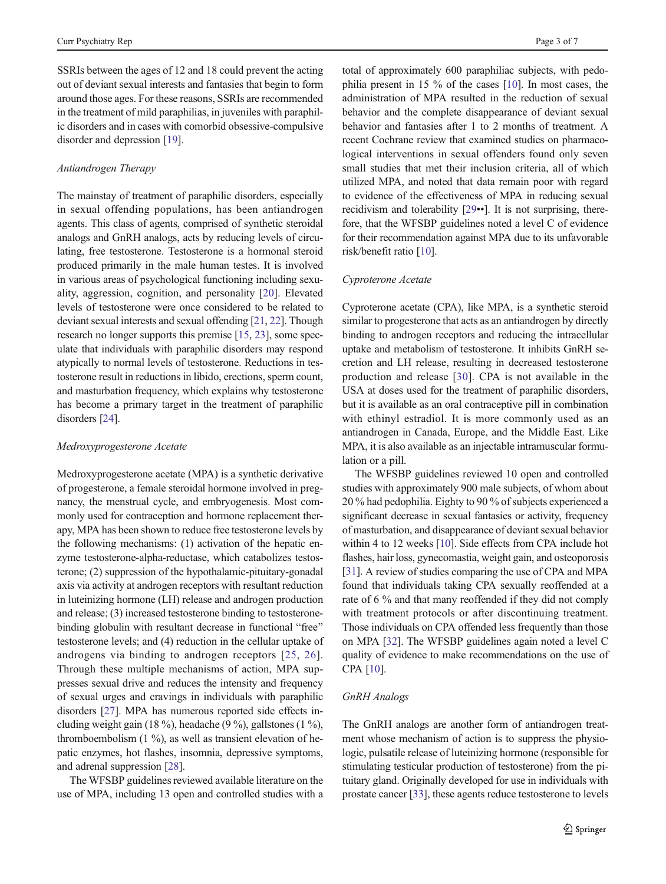SSRIs between the ages of 12 and 18 could prevent the acting out of deviant sexual interests and fantasies that begin to form around those ages. For these reasons, SSRIs are recommended in the treatment of mild paraphilias, in juveniles with paraphilic disorders and in cases with comorbid obsessive-compulsive disorder and depression [19].

*Antiandrogen Therapy*

The mainstay of treatment of paraphilic disorders, especially in sexual offending populations, has been antiandrogen agents. This class of agents, comprised of synthetic steroidal analogs and GnRH analogs, acts by reducing levels of circulating, free testosterone. Testosterone is a hormonal steroid produced primarily in the male human testes. It is involved in various areas of psychological functioning including sexuality, aggression, cognition, and personality [20]. Elevated levels of testosterone were once considered to be related to deviant sexual interests and sexual offending [21, 22]. Though research no longer supports this premise [15, 23], some speculate that individuals with paraphilic disorders may respond atypically to normal levels of testosterone. Reductions in testosterone result in reductions in libido, erections, sperm count, and masturbation frequency, which explains why testosterone has become a primary target in the treatment of paraphilic disorders [24].

*Medroxyprogesterone Acetate*

Medroxyprogesterone acetate (MPA) is a synthetic derivative of progesterone, a female steroidal hormone involved in pregnancy, the menstrual cycle, and embryogenesis. Most commonly used for contraception and hormone replacement therapy, MPA has been shown to reduce free testosterone levels by the following mechanisms: (1) activation of the hepatic enzyme testosterone-alpha-reductase, which catabolizes testosterone; (2) suppression of the hypothalamic-pituitary-gonadal axis via activity at androgen receptors with resultant reduction in luteinizing hormone (LH) release and androgen production and release; (3) increased testosterone binding to testosterone-binding globulin with resultant decrease in functional "free" testosterone levels; and (4) reduction in the cellular uptake of androgens via binding to androgen receptors [25, 26]. Through these multiple mechanisms of action, MPA suppresses sexual drive and reduces the intensity and frequency of sexual urges and cravings in individuals with paraphilic disorders [27]. MPA has numerous reported side effects including weight gain (18 %), headache (9 %), gallstones (1 %), thromboembolism (1 %), as well as transient elevation of hepatic enzymes, hot flashes, insomnia, depressive symptoms, and adrenal suppression [28].

The WFSBP guidelines reviewed available literature on the use of MPA, including 13 open and controlled studies with a total of approximately 600 paraphiliac subjects, with pedophilia present in 15 % of the cases [10]. In most cases, the administration of MPA resulted in the reduction of sexual behavior and the complete disappearance of deviant sexual behavior and fantasies after 1 to 2 months of treatment. A recent Cochrane review that examined studies on pharmacological interventions in sexual offenders found only seven small studies that met their inclusion criteria, all of which utilized MPA, and noted that data remain poor with regard to evidence of the effectiveness of MPA in reducing sexual recidivism and tolerability [29••]. It is not surprising, therefore, that the WFSBP guidelines noted a level C of evidence for their recommendation against MPA due to its unfavorable risk/benefit ratio [10].

*Cyproterone Acetate*

Cyproterone acetate (CPA), like MPA, is a synthetic steroid similar to progesterone that acts as an antiandrogen by directly binding to androgen receptors and reducing the intracellular uptake and metabolism of testosterone. It inhibits GnRH secretion and LH release, resulting in decreased testosterone production and release [30]. CPA is not available in the USA at doses used for the treatment of paraphilic disorders, but it is available as an oral contraceptive pill in combination with ethinyl estradiol. It is more commonly used as an antiandrogen in Canada, Europe, and the Middle East. Like MPA, it is also available as an injectable intramuscular formulation or a pill.

The WFSBP guidelines reviewed 10 open and controlled studies with approximately 900 male subjects, of whom about 20 % had pedophilia. Eighty to 90 % of subjects experienced a significant decrease in sexual fantasies or activity, frequency of masturbation, and disappearance of deviant sexual behavior within 4 to 12 weeks [10]. Side effects from CPA include hot flashes, hair loss, gynecomastia, weight gain, and osteoporosis [31]. A review of studies comparing the use of CPA and MPA found that individuals taking CPA sexually reoffended at a rate of 6 % and that many reoffended if they did not comply with treatment protocols or after discontinuing treatment. Those individuals on CPA offended less frequently than those on MPA [32]. The WFSBP guidelines again noted a level C quality of evidence to make recommendations on the use of CPA [10].

*GnRH Analogs*

The GnRH analogs are another form of antiandrogen treatment whose mechanism of action is to suppress the physiologic, pulsatile release of luteinizing hormone (responsible for stimulating testicular production of testosterone) from the pituitary gland. Originally developed for use in individuals with prostate cancer [33], these agents reduce testosterone to levels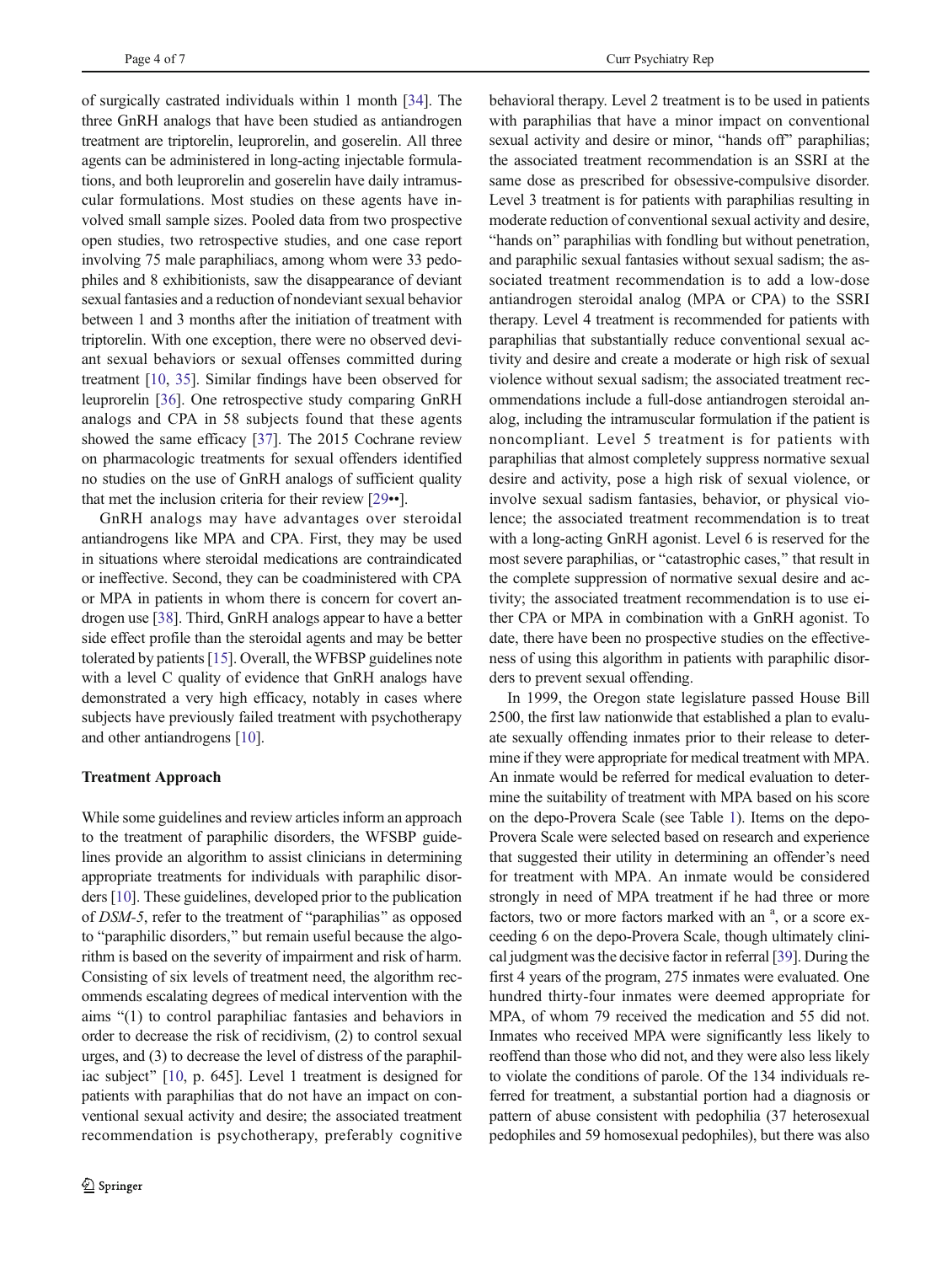of surgically castrated individuals within 1 month [34]. The three GnRH analogs that have been studied as antiandrogen treatment are triptorelin, leuprorelin, and goserelin. All three agents can be administered in long-acting injectable formulations, and both leuprorelin and goserelin have daily intramuscular formulations. Most studies on these agents have involved small sample sizes. Pooled data from two prospective open studies, two retrospective studies, and one case report involving 75 male paraphiliacs, among whom were 33 pedophiles and 8 exhibitionists, saw the disappearance of deviant sexual fantasies and a reduction of nondeviant sexual behavior between 1 and 3 months after the initiation of treatment with triptorelin. With one exception, there were no observed deviant sexual behaviors or sexual offenses committed during treatment [10, 35]. Similar findings have been observed for leuprorelin [36]. One retrospective study comparing GnRH analogs and CPA in 58 subjects found that these agents showed the same efficacy [37]. The 2015 Cochrane review on pharmacologic treatments for sexual offenders identified no studies on the use of GnRH analogs of sufficient quality that met the inclusion criteria for their review [29••].

GnRH analogs may have advantages over steroidal antiandrogens like MPA and CPA. First, they may be used in situations where steroidal medications are contraindicated or ineffective. Second, they can be coadministered with CPA or MPA in patients in whom there is concern for covert androgen use [38]. Third, GnRH analogs appear to have a better side effect profile than the steroidal agents and may be better tolerated by patients [15]. Overall, the WFBSP guidelines note with a level C quality of evidence that GnRH analogs have demonstrated a very high efficacy, notably in cases where subjects have previously failed treatment with psychotherapy and other antiandrogens [10].

### Treatment Approach

While some guidelines and review articles inform an approach to the treatment of paraphilic disorders, the WFSBP guidelines provide an algorithm to assist clinicians in determining appropriate treatments for individuals with paraphilic disorders [10]. These guidelines, developed prior to the publication of *DSM-5*, refer to the treatment of "paraphilias" as opposed to "paraphilic disorders," but remain useful because the algorithm is based on the severity of impairment and risk of harm. Consisting of six levels of treatment need, the algorithm recommends escalating degrees of medical intervention with the aims "(1) to control paraphiliac fantasies and behaviors in order to decrease the risk of recidivism, (2) to control sexual urges, and (3) to decrease the level of distress of the paraphiliac subject" [10, p. 645]. Level 1 treatment is designed for patients with paraphilias that do not have an impact on conventional sexual activity and desire; the associated treatment recommendation is psychotherapy, preferably cognitive behavioral therapy. Level 2 treatment is to be used in patients with paraphilias that have a minor impact on conventional sexual activity and desire or minor, "hands off" paraphilias; the associated treatment recommendation is an SSRI at the same dose as prescribed for obsessive-compulsive disorder. Level 3 treatment is for patients with paraphilias resulting in moderate reduction of conventional sexual activity and desire, "hands on" paraphilias with fondling but without penetration, and paraphilic sexual fantasies without sexual sadism; the associated treatment recommendation is to add a low-dose antiandrogen steroidal analog (MPA or CPA) to the SSRI therapy. Level 4 treatment is recommended for patients with paraphilias that substantially reduce conventional sexual activity and desire and create a moderate or high risk of sexual violence without sexual sadism; the associated treatment recommendations include a full-dose antiandrogen steroidal analog, including the intramuscular formulation if the patient is noncompliant. Level 5 treatment is for patients with paraphilias that almost completely suppress normative sexual desire and activity, pose a high risk of sexual violence, or involve sexual sadism fantasies, behavior, or physical violence; the associated treatment recommendation is to treat with a long-acting GnRH agonist. Level 6 is reserved for the most severe paraphilias, or "catastrophic cases," that result in the complete suppression of normative sexual desire and activity; the associated treatment recommendation is to use either CPA or MPA in combination with a GnRH agonist. To date, there have been no prospective studies on the effectiveness of using this algorithm in patients with paraphilic disorders to prevent sexual offending.

In 1999, the Oregon state legislature passed House Bill 2500, the first law nationwide that established a plan to evaluate sexually offending inmates prior to their release to determine if they were appropriate for medical treatment with MPA. An inmate would be referred for medical evaluation to determine the suitability of treatment with MPA based on his score on the depo-Provera Scale (see Table 1). Items on the depo-Provera Scale were selected based on research and experience that suggested their utility in determining an offender's need for treatment with MPA. An inmate would be considered strongly in need of MPA treatment if he had three or more factors, two or more factors marked with an [a], or a score exceeding 6 on the depo-Provera Scale, though ultimately clinical judgment was the decisive factor in referral [39]. During the first 4 years of the program, 275 inmates were evaluated. One hundred thirty-four inmates were deemed appropriate for MPA, of whom 79 received the medication and 55 did not. Inmates who received MPA were significantly less likely to reoffend than those who did not, and they were also less likely to violate the conditions of parole. Of the 134 individuals referred for treatment, a substantial portion had a diagnosis or pattern of abuse consistent with pedophilia (37 heterosexual pedophiles and 59 homosexual pedophiles), but there was also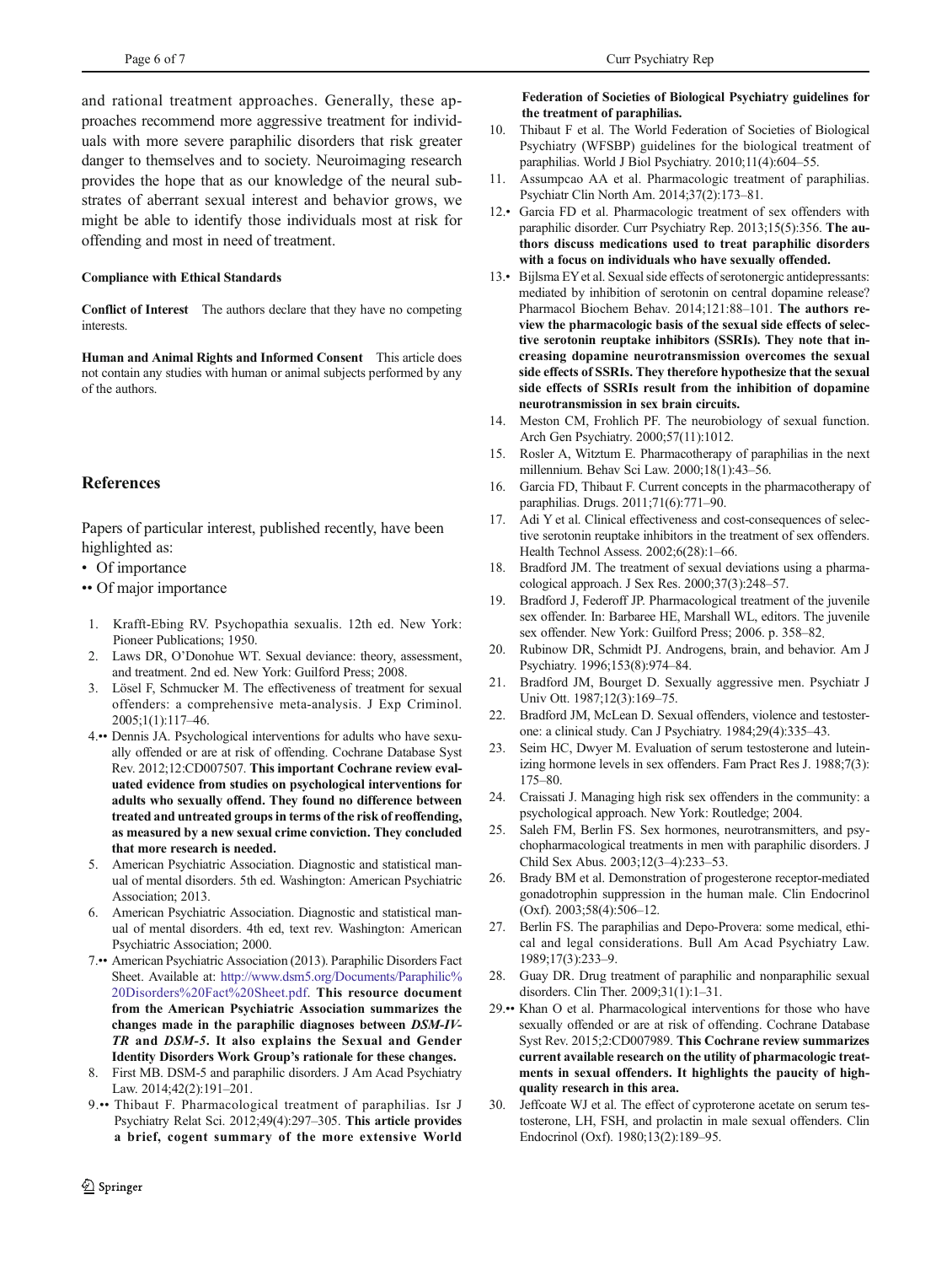and rational treatment approaches. Generally, these approaches recommend more aggressive treatment for individuals with more severe paraphilic disorders that risk greater danger to themselves and to society. Neuroimaging research provides the hope that as our knowledge of the neural substrates of aberrant sexual interest and behavior grows, we might be able to identify those individuals most at risk for offending and most in need of treatment.

**Compliance with Ethical Standards**

**Conflict of Interest** The authors declare that they have no competing interests.

**Human and Animal Rights and Informed Consent** This article does not contain any studies with human or animal subjects performed by any of the authors.

## References

Papers of particular interest, published recently, have been highlighted as:

- • Of importance
- •• Of major importance

1. Krafft-Ebing RV. Psychopathia sexualis. 12th ed. New York: Pioneer Publications; 1950.
2. Laws DR, O'Donohue WT. Sexual deviance: theory, assessment, and treatment. 2nd ed. New York: Guilford Press; 2008.
3. Lösel F, Schmucker M. The effectiveness of treatment for sexual offenders: a comprehensive meta-analysis. J Exp Criminol. 2005;1(1):117–46.
4. •• Dennis JA. Psychological interventions for adults who have sexually offended or are at risk of offending. Cochrane Database Syst Rev. 2012;12:CD007507. **This important Cochrane review evaluated evidence from studies on psychological interventions for adults who sexually offend. They found no difference between treated and untreated groups in terms of the risk of reoffending, as measured by a new sexual crime conviction. They concluded that more research is needed.**
5. American Psychiatric Association. Diagnostic and statistical manual of mental disorders. 5th ed. Washington: American Psychiatric Association; 2013.
6. American Psychiatric Association. Diagnostic and statistical manual of mental disorders. 4th ed, text rev. Washington: American Psychiatric Association; 2000.
7. •• American Psychiatric Association (2013). Paraphilic Disorders Fact Sheet. Available at: http://www.dsm5.org/Documents/Paraphilic%20Disorders%20Fact%20Sheet.pdf. **This resource document from the American Psychiatric Association summarizes the changes made in the paraphilic diagnoses between *DSM-IV-TR* and *DSM-5*. It also explains the Sexual and Gender Identity Disorders Work Group's rationale for these changes.**
8. First MB. DSM-5 and paraphilic disorders. J Am Acad Psychiatry Law. 2014;42(2):191–201.
9. •• Thibaut F. Pharmacological treatment of paraphilias. Isr J Psychiatry Relat Sci. 2012;49(4):297–305. **This article provides a brief, cogent summary of the more extensive World Federation of Societies of Biological Psychiatry guidelines for the treatment of paraphilias.**
10. Thibaut F et al. The World Federation of Societies of Biological Psychiatry (WFSBP) guidelines for the biological treatment of paraphilias. World J Biol Psychiatry. 2010;11(4):604–55.
11. Assumpcao AA et al. Pharmacologic treatment of paraphilias. Psychiatr Clin North Am. 2014;37(2):173–81.
12. • Garcia FD et al. Pharmacologic treatment of sex offenders with paraphilic disorder. Curr Psychiatry Rep. 2013;15(5):356. **The authors discuss medications used to treat paraphilic disorders with a focus on individuals who have sexually offended.**
13. • Bijlsma EY et al. Sexual side effects of serotonergic antidepressants: mediated by inhibition of serotonin on central dopamine release? Pharmacol Biochem Behav. 2014;121:88–101. **The authors review the pharmacologic basis of the sexual side effects of selective serotonin reuptake inhibitors (SSRIs). They note that increasing dopamine neurotransmission overcomes the sexual side effects of SSRIs. They therefore hypothesize that the sexual side effects of SSRIs result from the inhibition of dopamine neurotransmission in sex brain circuits.**
14. Meston CM, Frohlich PF. The neurobiology of sexual function. Arch Gen Psychiatry. 2000;57(11):1012.
15. Rosler A, Witztum E. Pharmacotherapy of paraphilias in the next millennium. Behav Sci Law. 2000;18(1):43–56.
16. Garcia FD, Thibaut F. Current concepts in the pharmacotherapy of paraphilias. Drugs. 2011;71(6):771–90.
17. Adi Y et al. Clinical effectiveness and cost-consequences of selective serotonin reuptake inhibitors in the treatment of sex offenders. Health Technol Assess. 2002;6(28):1–66.
18. Bradford JM. The treatment of sexual deviations using a pharmacological approach. J Sex Res. 2000;37(3):248–57.
19. Bradford J, Federoff JP. Pharmacological treatment of the juvenile sex offender. In: Barbaree HE, Marshall WL, editors. The juvenile sex offender. New York: Guilford Press; 2006. p. 358–82.
20. Rubinow DR, Schmidt PJ. Androgens, brain, and behavior. Am J Psychiatry. 1996;153(8):974–84.
21. Bradford JM, Bourget D. Sexually aggressive men. Psychiatr J Univ Ott. 1987;12(3):169–75.
22. Bradford JM, McLean D. Sexual offenders, violence and testosterone: a clinical study. Can J Psychiatry. 1984;29(4):335–43.
23. Seim HC, Dwyer M. Evaluation of serum testosterone and luteinizing hormone levels in sex offenders. Fam Pract Res J. 1988;7(3):175–80.
24. Craissati J. Managing high risk sex offenders in the community: a psychological approach. New York: Routledge; 2004.
25. Saleh FM, Berlin FS. Sex hormones, neurotransmitters, and psychopharmacological treatments in men with paraphilic disorders. J Child Sex Abus. 2003;12(3–4):233–53.
26. Brady BM et al. Demonstration of progesterone receptor-mediated gonadotrophin suppression in the human male. Clin Endocrinol (Oxf). 2003;58(4):506–12.
27. Berlin FS. The paraphilias and Depo-Provera: some medical, ethical and legal considerations. Bull Am Acad Psychiatry Law. 1989;17(3):233–9.
28. Guay DR. Drug treatment of paraphilic and nonparaphilic sexual disorders. Clin Ther. 2009;31(1):1–31.
29. •• Khan O et al. Pharmacological interventions for those who have sexually offended or are at risk of offending. Cochrane Database Syst Rev. 2015;2:CD007989. **This Cochrane review summarizes current available research on the utility of pharmacologic treatments in sexual offenders. It highlights the paucity of high-quality research in this area.**
30. Jeffcoate WJ et al. The effect of cyproterone acetate on serum testosterone, LH, FSH, and prolactin in male sexual offenders. Clin Endocrinol (Oxf). 1980;13(2):189–95.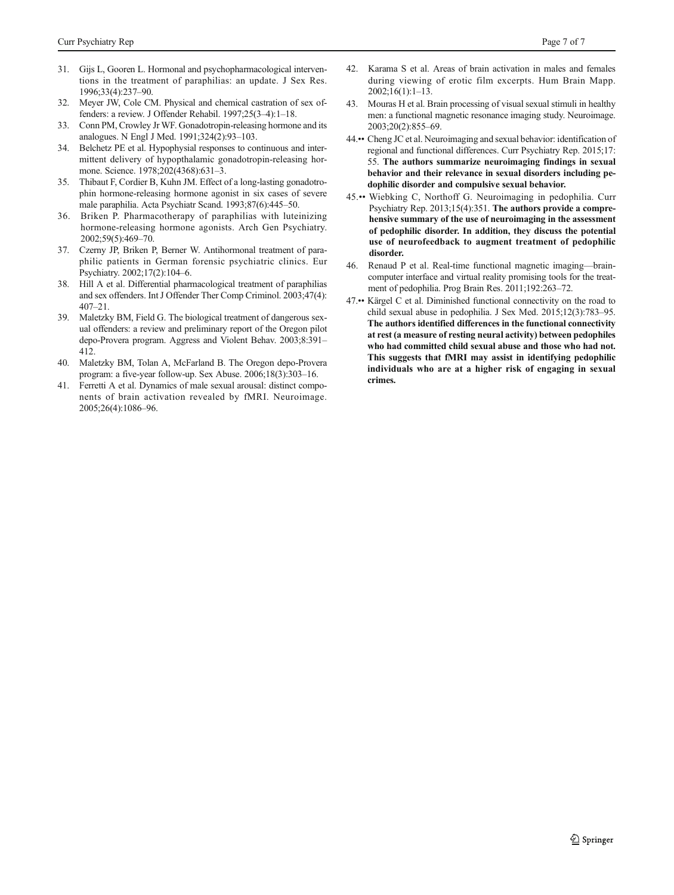31. Gijs L, Gooren L. Hormonal and psychopharmacological interventions in the treatment of paraphilias: an update. J Sex Res. 1996;33(4):237–90.
32. Meyer JW, Cole CM. Physical and chemical castration of sex offenders: a review. J Offender Rehabil. 1997;25(3–4):1–18.
33. Conn PM, Crowley Jr WF. Gonadotropin-releasing hormone and its analogues. N Engl J Med. 1991;324(2):93–103.
34. Belchetz PE et al. Hypophysial responses to continuous and intermittent delivery of hypopthalamic gonadotropin-releasing hormone. Science. 1978;202(4368):631–3.
35. Thibaut F, Cordier B, Kuhn JM. Effect of a long-lasting gonadotrophin hormone-releasing hormone agonist in six cases of severe male paraphilia. Acta Psychiatr Scand. 1993;87(6):445–50.
36. Briken P. Pharmacotherapy of paraphilias with luteinizing hormone-releasing hormone agonists. Arch Gen Psychiatry. 2002;59(5):469–70.
37. Czerny JP, Briken P, Berner W. Antihormonal treatment of paraphilic patients in German forensic psychiatric clinics. Eur Psychiatry. 2002;17(2):104–6.
38. Hill A et al. Differential pharmacological treatment of paraphilias and sex offenders. Int J Offender Ther Comp Criminol. 2003;47(4):407–21.
39. Maletzky BM, Field G. The biological treatment of dangerous sexual offenders: a review and preliminary report of the Oregon pilot depo-Provera program. Aggress and Violent Behav. 2003;8:391–412.
40. Maletzky BM, Tolan A, McFarland B. The Oregon depo-Provera program: a five-year follow-up. Sex Abuse. 2006;18(3):303–16.
41. Ferretti A et al. Dynamics of male sexual arousal: distinct components of brain activation revealed by fMRI. Neuroimage. 2005;26(4):1086–96.
42. Karama S et al. Areas of brain activation in males and females during viewing of erotic film excerpts. Hum Brain Mapp. 2002;16(1):1–13.
43. Mouras H et al. Brain processing of visual sexual stimuli in healthy men: a functional magnetic resonance imaging study. Neuroimage. 2003;20(2):855–69.
44.•• Cheng JC et al. Neuroimaging and sexual behavior: identification of regional and functional differences. Curr Psychiatry Rep. 2015;17:55. **The authors summarize neuroimaging findings in sexual behavior and their relevance in sexual disorders including pedophilic disorder and compulsive sexual behavior.**
45.•• Wiebking C, Northoff G. Neuroimaging in pedophilia. Curr Psychiatry Rep. 2013;15(4):351. **The authors provide a comprehensive summary of the use of neuroimaging in the assessment of pedophilic disorder. In addition, they discuss the potential use of neurofeedback to augment treatment of pedophilic disorder.**
46. Renaud P et al. Real-time functional magnetic imaging—brain-computer interface and virtual reality promising tools for the treatment of pedophilia. Prog Brain Res. 2011;192:263–72.
47.•• Kärgel C et al. Diminished functional connectivity on the road to child sexual abuse in pedophilia. J Sex Med. 2015;12(3):783–95. **The authors identified differences in the functional connectivity at rest (a measure of resting neural activity) between pedophiles who had committed child sexual abuse and those who had not. This suggests that fMRI may assist in identifying pedophilic individuals who are at a higher risk of engaging in sexual crimes.**